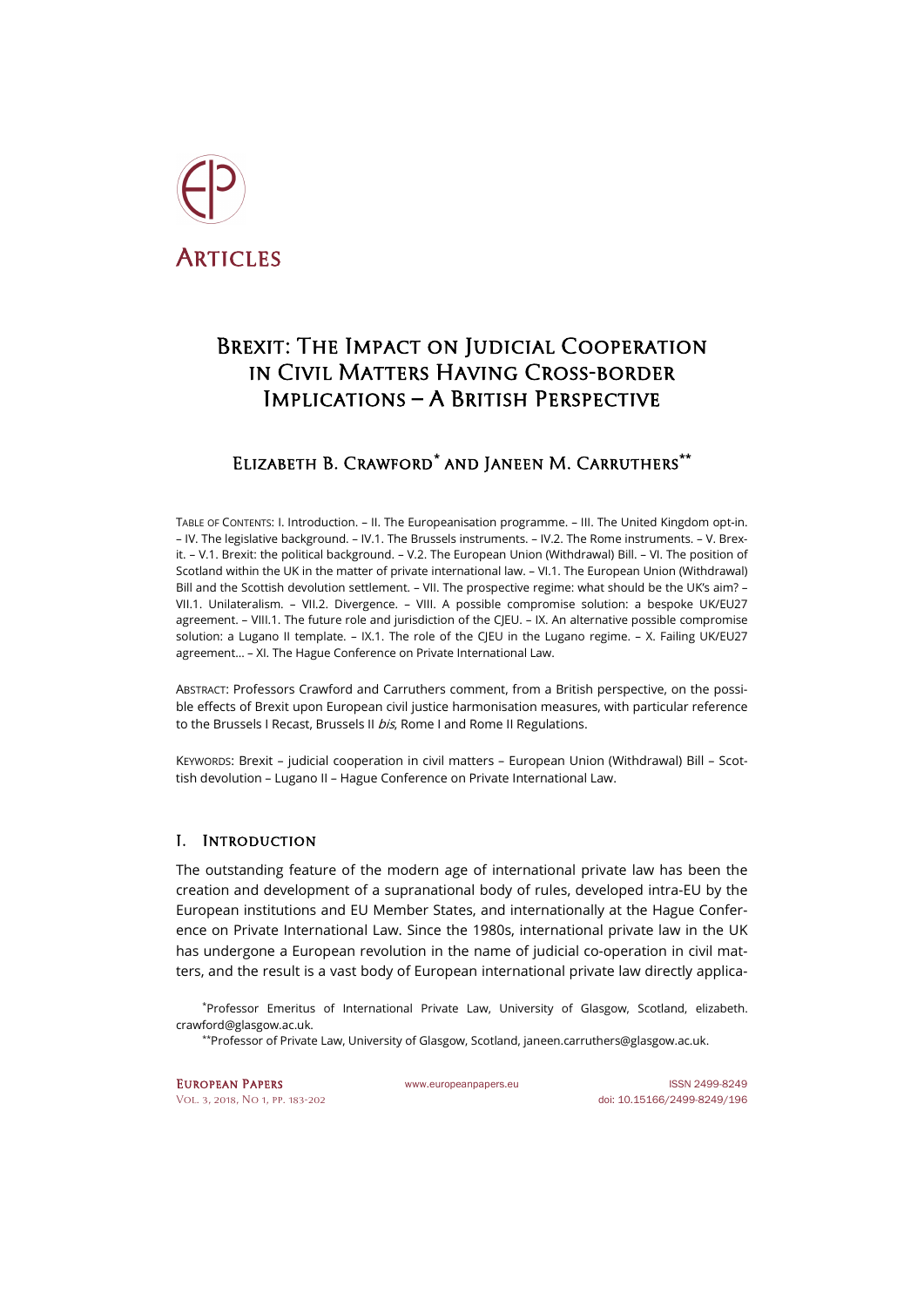Articles

# Brexit: The Impact on Judicial Cooperation in Civil Matters Having Cross-border Implications – A British Perspective

## Elizabeth B. Crawford[*] and Janeen M. Carruthers[**]

Table of Contents: I. Introduction. – II. The Europeanisation programme. – III. The United Kingdom opt-in. – IV. The legislative background. – IV.1. The Brussels instruments. – IV.2. The Rome instruments. – V. Brexit. – V.1. Brexit: the political background. – V.2. The European Union (Withdrawal) Bill. – VI. The position of Scotland within the UK in the matter of private international law. – VI.1. The European Union (Withdrawal) Bill and the Scottish devolution settlement. – VII. The prospective regime: what should be the UK's aim? – VII.1. Unilateralism. – VII.2. Divergence. – VIII. A possible compromise solution: a bespoke UK/EU27 agreement. – VIII.1. The future role and jurisdiction of the CJEU. – IX. An alternative possible compromise solution: a Lugano II template. – IX.1. The role of the CJEU in the Lugano regime. – X. Failing UK/EU27 agreement… – XI. The Hague Conference on Private International Law.

Abstract: Professors Crawford and Carruthers comment, from a British perspective, on the possible effects of Brexit upon European civil justice harmonisation measures, with particular reference to the Brussels I Recast, Brussels II *bis*, Rome I and Rome II Regulations.

Keywords: Brexit – judicial cooperation in civil matters – European Union (Withdrawal) Bill – Scottish devolution – Lugano II – Hague Conference on Private International Law.

## I. Introduction

The outstanding feature of the modern age of international private law has been the creation and development of a supranational body of rules, developed intra-EU by the European institutions and EU Member States, and internationally at the Hague Conference on Private International Law. Since the 1980s, international private law in the UK has undergone a European revolution in the name of judicial co-operation in civil matters, and the result is a vast body of European international private law directly applica-

[*] Professor Emeritus of International Private Law, University of Glasgow, Scotland, elizabeth.crawford@glasgow.ac.uk.

[**] Professor of Private Law, University of Glasgow, Scotland, janeen.carruthers@glasgow.ac.uk.

European Papers www.europeanpapers.eu ISSN 2499-8249
Vol. 3, 2018, No 1, pp. 183-202 doi: 10.15166/2499-8249/196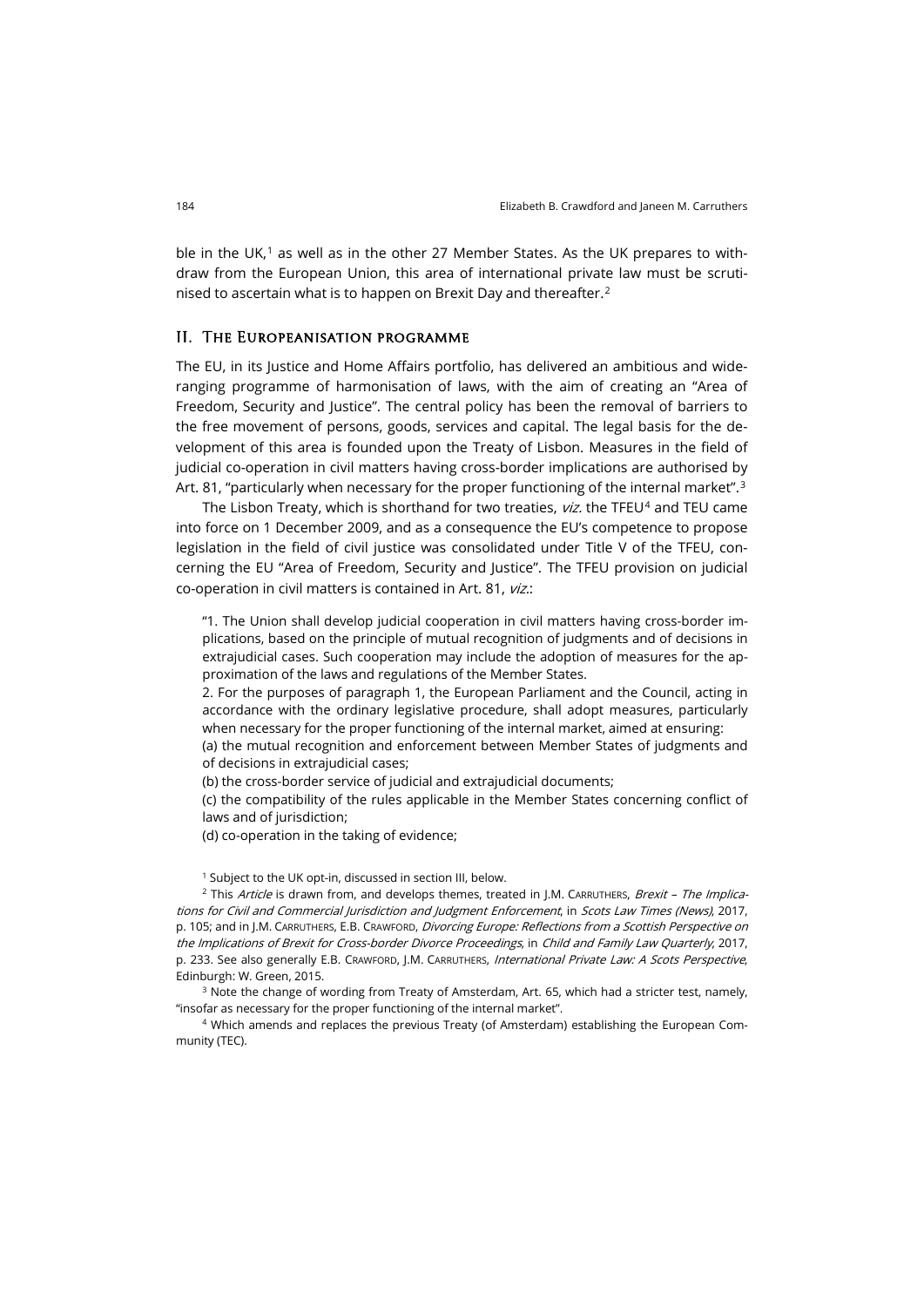ble in the UK,[1] as well as in the other 27 Member States. As the UK prepares to withdraw from the European Union, this area of international private law must be scrutinised to ascertain what is to happen on Brexit Day and thereafter.[2]

## II. The Europeanisation programme

The EU, in its Justice and Home Affairs portfolio, has delivered an ambitious and wide-ranging programme of harmonisation of laws, with the aim of creating an "Area of Freedom, Security and Justice". The central policy has been the removal of barriers to the free movement of persons, goods, services and capital. The legal basis for the development of this area is founded upon the Treaty of Lisbon. Measures in the field of judicial co-operation in civil matters having cross-border implications are authorised by Art. 81, "particularly when necessary for the proper functioning of the internal market".[3]

The Lisbon Treaty, which is shorthand for two treaties, *viz.* the TFEU[4] and TEU came into force on 1 December 2009, and as a consequence the EU's competence to propose legislation in the field of civil justice was consolidated under Title V of the TFEU, concerning the EU "Area of Freedom, Security and Justice". The TFEU provision on judicial co-operation in civil matters is contained in Art. 81, *viz.*:

> "1. The Union shall develop judicial cooperation in civil matters having cross-border implications, based on the principle of mutual recognition of judgments and of decisions in extrajudicial cases. Such cooperation may include the adoption of measures for the approximation of the laws and regulations of the Member States.
>
> 2. For the purposes of paragraph 1, the European Parliament and the Council, acting in accordance with the ordinary legislative procedure, shall adopt measures, particularly when necessary for the proper functioning of the internal market, aimed at ensuring:
>
> (a) the mutual recognition and enforcement between Member States of judgments and of decisions in extrajudicial cases;
>
> (b) the cross-border service of judicial and extrajudicial documents;
>
> (c) the compatibility of the rules applicable in the Member States concerning conflict of laws and of jurisdiction;
>
> (d) co-operation in the taking of evidence;

[1] Subject to the UK opt-in, discussed in section III, below.

[2] This *Article* is drawn from, and develops themes, treated in J.M. Carruthers, *Brexit – The Implications for Civil and Commercial Jurisdiction and Judgment Enforcement*, in *Scots Law Times (News)*, 2017, p. 105; and in J.M. Carruthers, E.B. Crawford, *Divorcing Europe: Reflections from a Scottish Perspective on the Implications of Brexit for Cross-border Divorce Proceedings*, in *Child and Family Law Quarterly*, 2017, p. 233. See also generally E.B. Crawford, J.M. Carruthers, *International Private Law: A Scots Perspective*, Edinburgh: W. Green, 2015.

[3] Note the change of wording from Treaty of Amsterdam, Art. 65, which had a stricter test, namely, "insofar as necessary for the proper functioning of the internal market".

[4] Which amends and replaces the previous Treaty (of Amsterdam) establishing the European Community (TEC).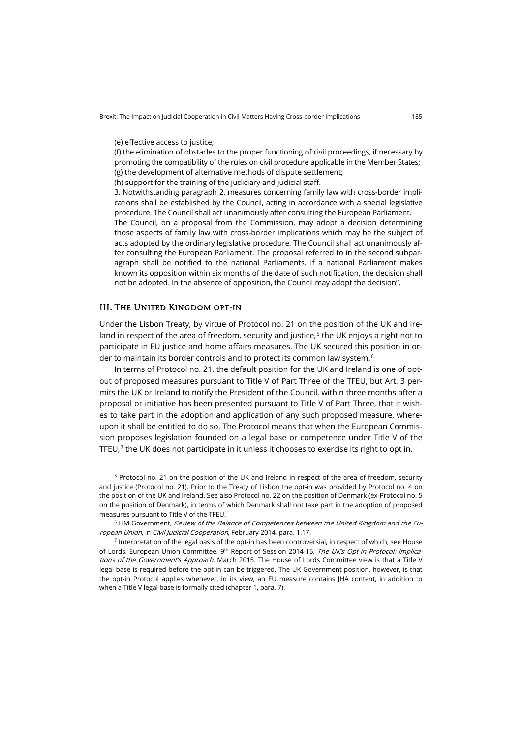(e) effective access to justice;

(f) the elimination of obstacles to the proper functioning of civil proceedings, if necessary by promoting the compatibility of the rules on civil procedure applicable in the Member States;

(g) the development of alternative methods of dispute settlement;

(h) support for the training of the judiciary and judicial staff.

3. Notwithstanding paragraph 2, measures concerning family law with cross-border implications shall be established by the Council, acting in accordance with a special legislative procedure. The Council shall act unanimously after consulting the European Parliament.

The Council, on a proposal from the Commission, may adopt a decision determining those aspects of family law with cross-border implications which may be the subject of acts adopted by the ordinary legislative procedure. The Council shall act unanimously after consulting the European Parliament. The proposal referred to in the second subparagraph shall be notified to the national Parliaments. If a national Parliament makes known its opposition within six months of the date of such notification, the decision shall not be adopted. In the absence of opposition, the Council may adopt the decision".

## III. The United Kingdom opt-in

Under the Lisbon Treaty, by virtue of Protocol no. 21 on the position of the UK and Ireland in respect of the area of freedom, security and justice,[5] the UK enjoys a right not to participate in EU justice and home affairs measures. The UK secured this position in order to maintain its border controls and to protect its common law system.[6]

In terms of Protocol no. 21, the default position for the UK and Ireland is one of opt-out of proposed measures pursuant to Title V of Part Three of the TFEU, but Art. 3 permits the UK or Ireland to notify the President of the Council, within three months after a proposal or initiative has been presented pursuant to Title V of Part Three, that it wishes to take part in the adoption and application of any such proposed measure, whereupon it shall be entitled to do so. The Protocol means that when the European Commission proposes legislation founded on a legal base or competence under Title V of the TFEU,[7] the UK does not participate in it unless it chooses to exercise its right to opt in.

[5] Protocol no. 21 on the position of the UK and Ireland in respect of the area of freedom, security and justice (Protocol no. 21). Prior to the Treaty of Lisbon the opt-in was provided by Protocol no. 4 on the position of the UK and Ireland. See also Protocol no. 22 on the position of Denmark (ex-Protocol no. 5 on the position of Denmark), in terms of which Denmark shall not take part in the adoption of proposed measures pursuant to Title V of the TFEU.

[6] HM Government, *Review of the Balance of Competences between the United Kingdom and the European Union*, in *Civil Judicial Cooperation*, February 2014, para. 1.17.

[7] Interpretation of the legal basis of the opt-in has been controversial, in respect of which, see House of Lords, European Union Committee, 9th Report of Session 2014-15, *The UK's Opt-in Protocol: Implications of the Government's Approach*, March 2015. The House of Lords Committee view is that a Title V legal base is required before the opt-in can be triggered. The UK Government position, however, is that the opt-in Protocol applies whenever, in its view, an EU measure contains JHA content, in addition to when a Title V legal base is formally cited (chapter 1, para. 7).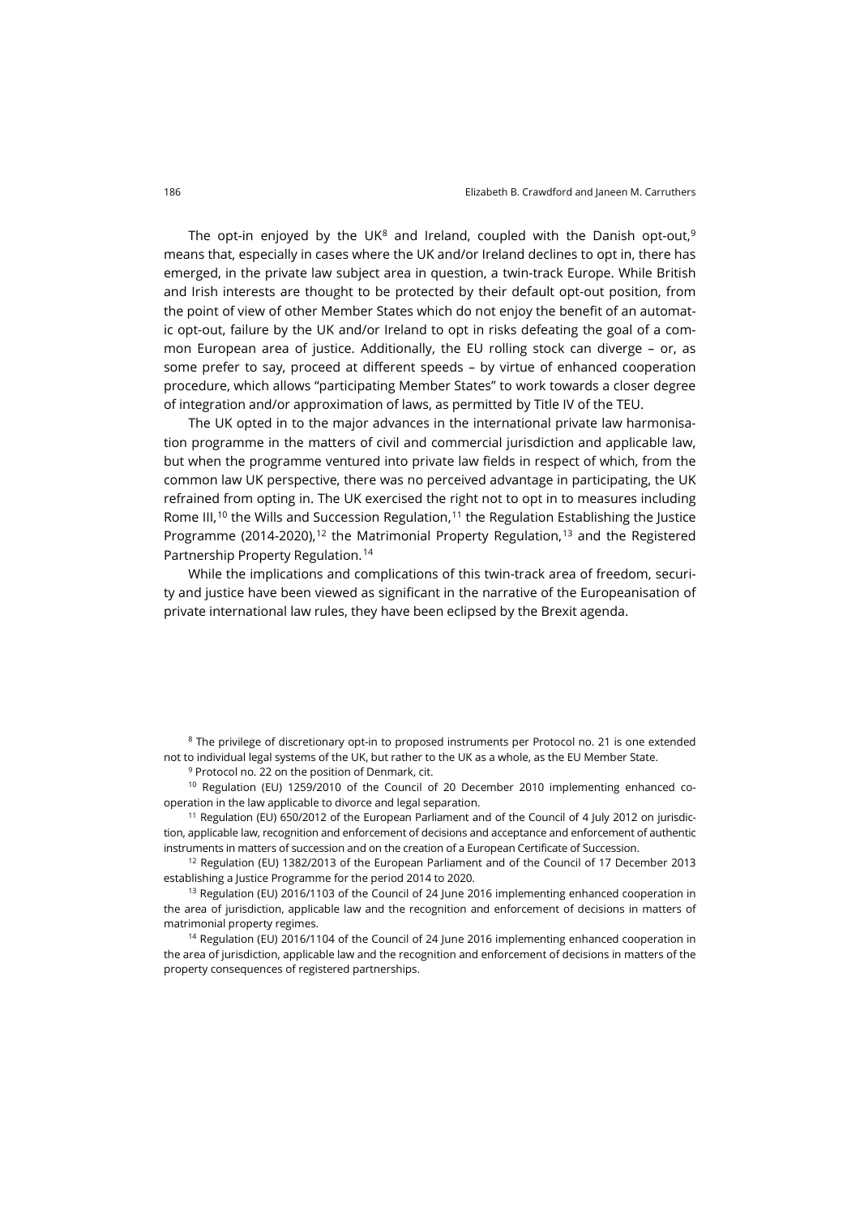The opt-in enjoyed by the UK[8] and Ireland, coupled with the Danish opt-out,[9] means that, especially in cases where the UK and/or Ireland declines to opt in, there has emerged, in the private law subject area in question, a twin-track Europe. While British and Irish interests are thought to be protected by their default opt-out position, from the point of view of other Member States which do not enjoy the benefit of an automatic opt-out, failure by the UK and/or Ireland to opt in risks defeating the goal of a common European area of justice. Additionally, the EU rolling stock can diverge – or, as some prefer to say, proceed at different speeds – by virtue of enhanced cooperation procedure, which allows "participating Member States" to work towards a closer degree of integration and/or approximation of laws, as permitted by Title IV of the TEU.

The UK opted in to the major advances in the international private law harmonisation programme in the matters of civil and commercial jurisdiction and applicable law, but when the programme ventured into private law fields in respect of which, from the common law UK perspective, there was no perceived advantage in participating, the UK refrained from opting in. The UK exercised the right not to opt in to measures including Rome III,[10] the Wills and Succession Regulation,[11] the Regulation Establishing the Justice Programme (2014-2020),[12] the Matrimonial Property Regulation,[13] and the Registered Partnership Property Regulation.[14]

While the implications and complications of this twin-track area of freedom, security and justice have been viewed as significant in the narrative of the Europeanisation of private international law rules, they have been eclipsed by the Brexit agenda.

[8] The privilege of discretionary opt-in to proposed instruments per Protocol no. 21 is one extended not to individual legal systems of the UK, but rather to the UK as a whole, as the EU Member State.

[9] Protocol no. 22 on the position of Denmark, cit.

[10] Regulation (EU) 1259/2010 of the Council of 20 December 2010 implementing enhanced co-operation in the law applicable to divorce and legal separation.

[11] Regulation (EU) 650/2012 of the European Parliament and of the Council of 4 July 2012 on jurisdiction, applicable law, recognition and enforcement of decisions and acceptance and enforcement of authentic instruments in matters of succession and on the creation of a European Certificate of Succession.

[12] Regulation (EU) 1382/2013 of the European Parliament and of the Council of 17 December 2013 establishing a Justice Programme for the period 2014 to 2020.

[13] Regulation (EU) 2016/1103 of the Council of 24 June 2016 implementing enhanced cooperation in the area of jurisdiction, applicable law and the recognition and enforcement of decisions in matters of matrimonial property regimes.

[14] Regulation (EU) 2016/1104 of the Council of 24 June 2016 implementing enhanced cooperation in the area of jurisdiction, applicable law and the recognition and enforcement of decisions in matters of the property consequences of registered partnerships.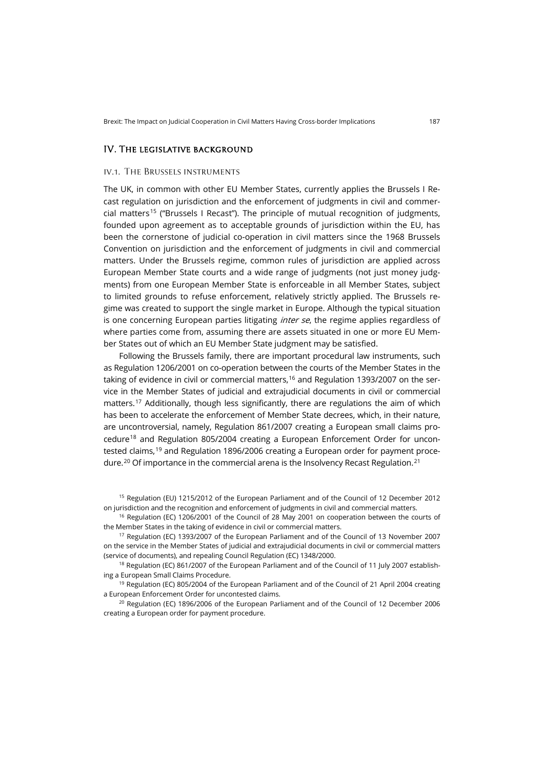## IV. The legislative background

### IV.1. The Brussels instruments

The UK, in common with other EU Member States, currently applies the Brussels I Recast regulation on jurisdiction and the enforcement of judgments in civil and commercial matters[15] ("Brussels I Recast"). The principle of mutual recognition of judgments, founded upon agreement as to acceptable grounds of jurisdiction within the EU, has been the cornerstone of judicial co-operation in civil matters since the 1968 Brussels Convention on jurisdiction and the enforcement of judgments in civil and commercial matters. Under the Brussels regime, common rules of jurisdiction are applied across European Member State courts and a wide range of judgments (not just money judgments) from one European Member State is enforceable in all Member States, subject to limited grounds to refuse enforcement, relatively strictly applied. The Brussels regime was created to support the single market in Europe. Although the typical situation is one concerning European parties litigating *inter se*, the regime applies regardless of where parties come from, assuming there are assets situated in one or more EU Member States out of which an EU Member State judgment may be satisfied.

Following the Brussels family, there are important procedural law instruments, such as Regulation 1206/2001 on co-operation between the courts of the Member States in the taking of evidence in civil or commercial matters,[16] and Regulation 1393/2007 on the service in the Member States of judicial and extrajudicial documents in civil or commercial matters.[17] Additionally, though less significantly, there are regulations the aim of which has been to accelerate the enforcement of Member State decrees, which, in their nature, are uncontroversial, namely, Regulation 861/2007 creating a European small claims procedure[18] and Regulation 805/2004 creating a European Enforcement Order for uncontested claims,[19] and Regulation 1896/2006 creating a European order for payment procedure.[20] Of importance in the commercial arena is the Insolvency Recast Regulation.[21]

[15] Regulation (EU) 1215/2012 of the European Parliament and of the Council of 12 December 2012 on jurisdiction and the recognition and enforcement of judgments in civil and commercial matters.

[16] Regulation (EC) 1206/2001 of the Council of 28 May 2001 on cooperation between the courts of the Member States in the taking of evidence in civil or commercial matters.

[17] Regulation (EC) 1393/2007 of the European Parliament and of the Council of 13 November 2007 on the service in the Member States of judicial and extrajudicial documents in civil or commercial matters (service of documents), and repealing Council Regulation (EC) 1348/2000.

[18] Regulation (EC) 861/2007 of the European Parliament and of the Council of 11 July 2007 establishing a European Small Claims Procedure.

[19] Regulation (EC) 805/2004 of the European Parliament and of the Council of 21 April 2004 creating a European Enforcement Order for uncontested claims.

[20] Regulation (EC) 1896/2006 of the European Parliament and of the Council of 12 December 2006 creating a European order for payment procedure.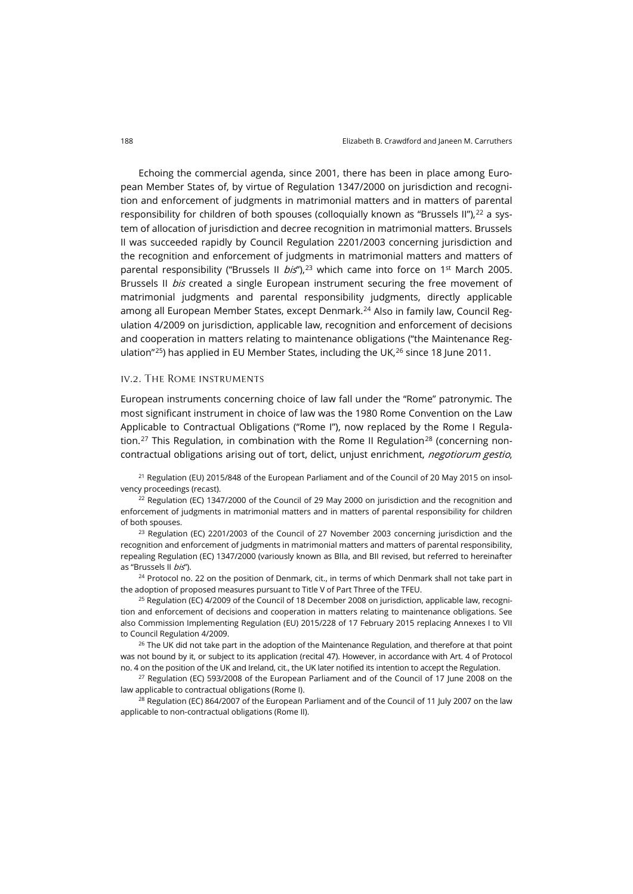Echoing the commercial agenda, since 2001, there has been in place among European Member States of, by virtue of Regulation 1347/2000 on jurisdiction and recognition and enforcement of judgments in matrimonial matters and in matters of parental responsibility for children of both spouses (colloquially known as "Brussels II"),[22] a system of allocation of jurisdiction and decree recognition in matrimonial matters. Brussels II was succeeded rapidly by Council Regulation 2201/2003 concerning jurisdiction and the recognition and enforcement of judgments in matrimonial matters and matters of parental responsibility ("Brussels II *bis*"),[23] which came into force on 1st March 2005. Brussels II *bis* created a single European instrument securing the free movement of matrimonial judgments and parental responsibility judgments, directly applicable among all European Member States, except Denmark.[24] Also in family law, Council Regulation 4/2009 on jurisdiction, applicable law, recognition and enforcement of decisions and cooperation in matters relating to maintenance obligations ("the Maintenance Regulation"[25]) has applied in EU Member States, including the UK,[26] since 18 June 2011.

### IV.2. The Rome instruments

European instruments concerning choice of law fall under the "Rome" patronymic. The most significant instrument in choice of law was the 1980 Rome Convention on the Law Applicable to Contractual Obligations ("Rome I"), now replaced by the Rome I Regulation.[27] This Regulation, in combination with the Rome II Regulation[28] (concerning non-contractual obligations arising out of tort, delict, unjust enrichment, *negotiorum gestio*,

[21] Regulation (EU) 2015/848 of the European Parliament and of the Council of 20 May 2015 on insolvency proceedings (recast).

[22] Regulation (EC) 1347/2000 of the Council of 29 May 2000 on jurisdiction and the recognition and enforcement of judgments in matrimonial matters and in matters of parental responsibility for children of both spouses.

[23] Regulation (EC) 2201/2003 of the Council of 27 November 2003 concerning jurisdiction and the recognition and enforcement of judgments in matrimonial matters and matters of parental responsibility, repealing Regulation (EC) 1347/2000 (variously known as BIIa, and BII revised, but referred to hereinafter as "Brussels II *bis*").

[24] Protocol no. 22 on the position of Denmark, cit., in terms of which Denmark shall not take part in the adoption of proposed measures pursuant to Title V of Part Three of the TFEU.

[25] Regulation (EC) 4/2009 of the Council of 18 December 2008 on jurisdiction, applicable law, recognition and enforcement of decisions and cooperation in matters relating to maintenance obligations. See also Commission Implementing Regulation (EU) 2015/228 of 17 February 2015 replacing Annexes I to VII to Council Regulation 4/2009.

[26] The UK did not take part in the adoption of the Maintenance Regulation, and therefore at that point was not bound by it, or subject to its application (recital 47). However, in accordance with Art. 4 of Protocol no. 4 on the position of the UK and Ireland, cit., the UK later notified its intention to accept the Regulation.

[27] Regulation (EC) 593/2008 of the European Parliament and of the Council of 17 June 2008 on the law applicable to contractual obligations (Rome I).

[28] Regulation (EC) 864/2007 of the European Parliament and of the Council of 11 July 2007 on the law applicable to non-contractual obligations (Rome II).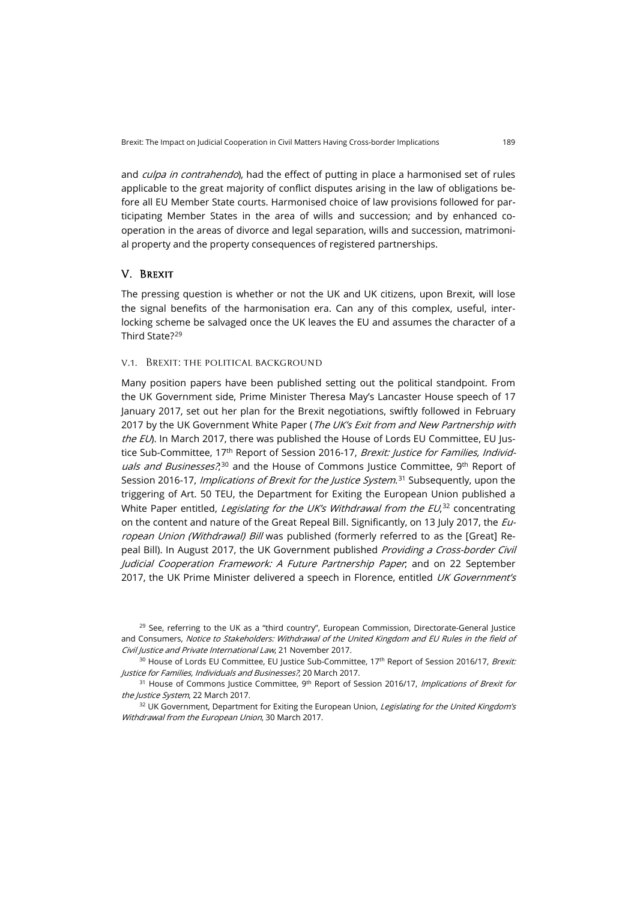and *culpa in contrahendo*), had the effect of putting in place a harmonised set of rules applicable to the great majority of conflict disputes arising in the law of obligations before all EU Member State courts. Harmonised choice of law provisions followed for participating Member States in the area of wills and succession; and by enhanced cooperation in the areas of divorce and legal separation, wills and succession, matrimonial property and the property consequences of registered partnerships.

## V. Brexit

The pressing question is whether or not the UK and UK citizens, upon Brexit, will lose the signal benefits of the harmonisation era. Can any of this complex, useful, interlocking scheme be salvaged once the UK leaves the EU and assumes the character of a Third State?[29]

### V.1. Brexit: the political background

Many position papers have been published setting out the political standpoint. From the UK Government side, Prime Minister Theresa May's Lancaster House speech of 17 January 2017, set out her plan for the Brexit negotiations, swiftly followed in February 2017 by the UK Government White Paper (*The UK's Exit from and New Partnership with the EU*). In March 2017, there was published the House of Lords EU Committee, EU Justice Sub-Committee, 17th Report of Session 2016-17, *Brexit: Justice for Families, Individuals and Businesses?*,[30] and the House of Commons Justice Committee, 9th Report of Session 2016-17, *Implications of Brexit for the Justice System*.[31] Subsequently, upon the triggering of Art. 50 TEU, the Department for Exiting the European Union published a White Paper entitled, *Legislating for the UK's Withdrawal from the EU*,[32] concentrating on the content and nature of the Great Repeal Bill. Significantly, on 13 July 2017, the *European Union (Withdrawal) Bill* was published (formerly referred to as the [Great] Repeal Bill). In August 2017, the UK Government published *Providing a Cross-border Civil Judicial Cooperation Framework: A Future Partnership Paper*; and on 22 September 2017, the UK Prime Minister delivered a speech in Florence, entitled *UK Government's*

---

[29] See, referring to the UK as a "third country", European Commission, Directorate-General Justice and Consumers, *Notice to Stakeholders: Withdrawal of the United Kingdom and EU Rules in the field of Civil Justice and Private International Law*, 21 November 2017.

[30] House of Lords EU Committee, EU Justice Sub-Committee, 17th Report of Session 2016/17, *Brexit: Justice for Families, Individuals and Businesses?*, 20 March 2017.

[31] House of Commons Justice Committee, 9th Report of Session 2016/17, *Implications of Brexit for the Justice System*, 22 March 2017.

[32] UK Government, Department for Exiting the European Union, *Legislating for the United Kingdom's Withdrawal from the European Union*, 30 March 2017.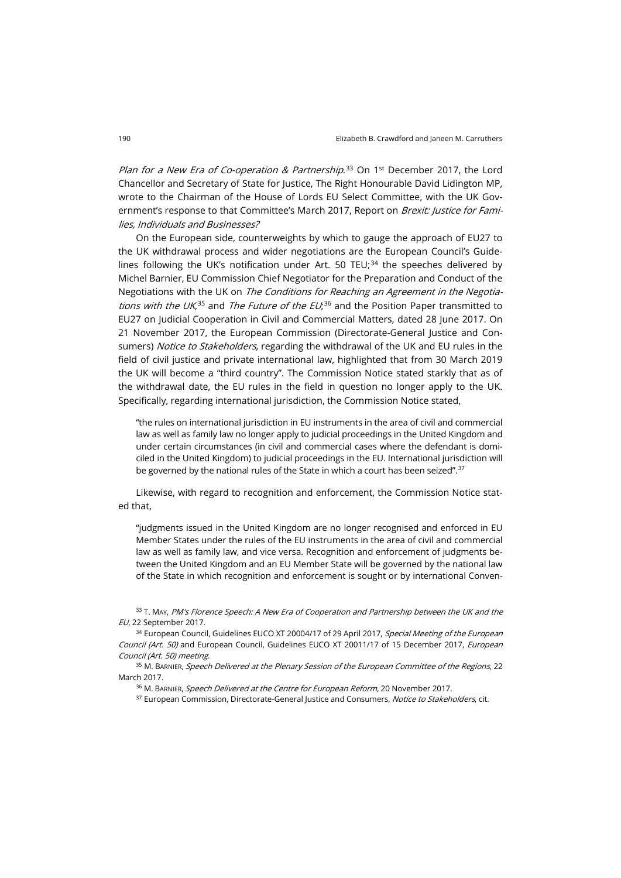*Plan for a New Era of Co-operation & Partnership.*[33] On 1st December 2017, the Lord Chancellor and Secretary of State for Justice, The Right Honourable David Lidington MP, wrote to the Chairman of the House of Lords EU Select Committee, with the UK Government's response to that Committee's March 2017, Report on *Brexit: Justice for Families, Individuals and Businesses?*

On the European side, counterweights by which to gauge the approach of EU27 to the UK withdrawal process and wider negotiations are the European Council's Guidelines following the UK's notification under Art. 50 TEU;[34] the speeches delivered by Michel Barnier, EU Commission Chief Negotiator for the Preparation and Conduct of the Negotiations with the UK on *The Conditions for Reaching an Agreement in the Negotiations with the UK*,[35] and *The Future of the EU*;[36] and the Position Paper transmitted to EU27 on Judicial Cooperation in Civil and Commercial Matters, dated 28 June 2017. On 21 November 2017, the European Commission (Directorate-General Justice and Consumers) *Notice to Stakeholders*, regarding the withdrawal of the UK and EU rules in the field of civil justice and private international law, highlighted that from 30 March 2019 the UK will become a "third country". The Commission Notice stated starkly that as of the withdrawal date, the EU rules in the field in question no longer apply to the UK. Specifically, regarding international jurisdiction, the Commission Notice stated,

> "the rules on international jurisdiction in EU instruments in the area of civil and commercial law as well as family law no longer apply to judicial proceedings in the United Kingdom and under certain circumstances (in civil and commercial cases where the defendant is domiciled in the United Kingdom) to judicial proceedings in the EU. International jurisdiction will be governed by the national rules of the State in which a court has been seized".[37]

Likewise, with regard to recognition and enforcement, the Commission Notice stated that,

> "judgments issued in the United Kingdom are no longer recognised and enforced in EU Member States under the rules of the EU instruments in the area of civil and commercial law as well as family law, and vice versa. Recognition and enforcement of judgments between the United Kingdom and an EU Member State will be governed by the national law of the State in which recognition and enforcement is sought or by international Conven-

---

[33] T. May, *PM's Florence Speech: A New Era of Cooperation and Partnership between the UK and the EU*, 22 September 2017.

[34] European Council, Guidelines EUCO XT 20004/17 of 29 April 2017, *Special Meeting of the European Council (Art. 50)* and European Council, Guidelines EUCO XT 20011/17 of 15 December 2017, *European Council (Art. 50) meeting*.

[35] M. Barnier, *Speech Delivered at the Plenary Session of the European Committee of the Regions*, 22 March 2017.

[36] M. Barnier, *Speech Delivered at the Centre for European Reform,* 20 November 2017.

[37] European Commission, Directorate-General Justice and Consumers, *Notice to Stakeholders*, cit.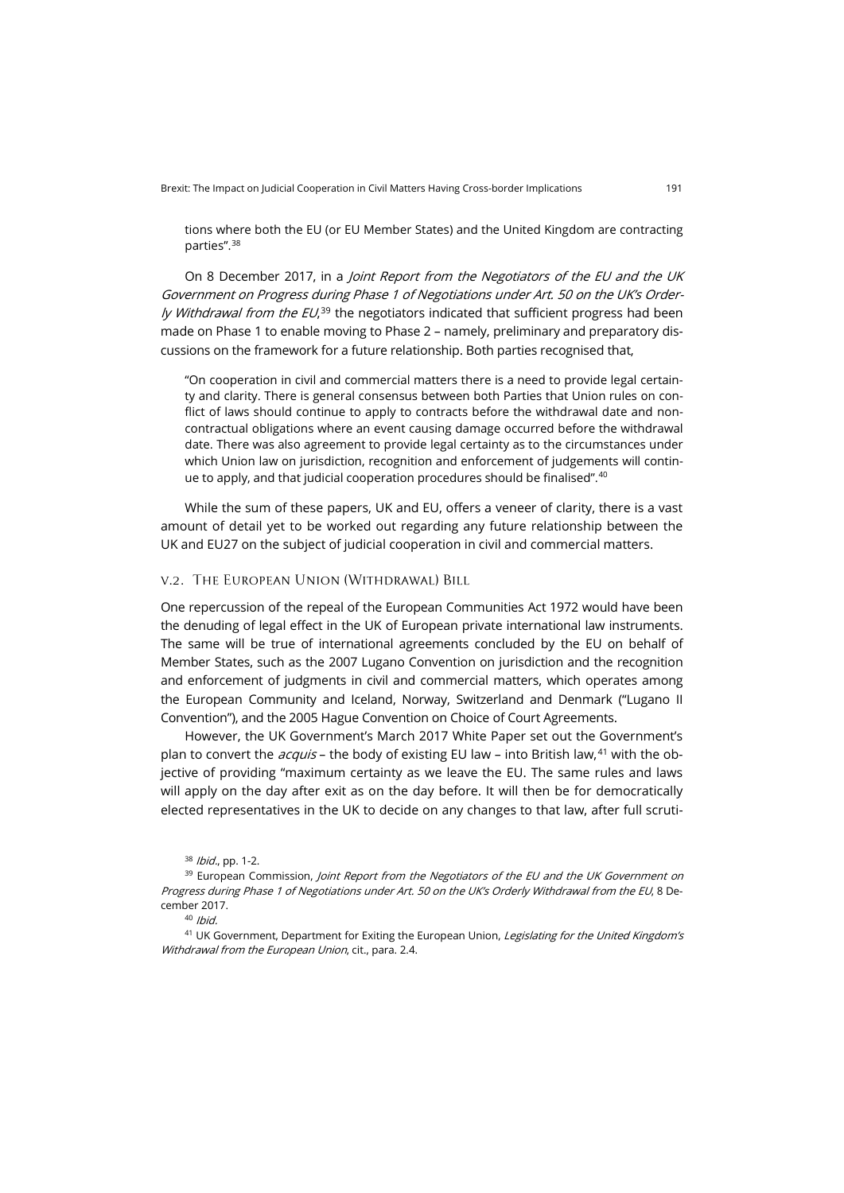tions where both the EU (or EU Member States) and the United Kingdom are contracting parties".[38]

On 8 December 2017, in a *Joint Report from the Negotiators of the EU and the UK Government on Progress during Phase 1 of Negotiations under Art. 50 on the UK's Orderly Withdrawal from the EU*,[39] the negotiators indicated that sufficient progress had been made on Phase 1 to enable moving to Phase 2 – namely, preliminary and preparatory discussions on the framework for a future relationship. Both parties recognised that,

> "On cooperation in civil and commercial matters there is a need to provide legal certainty and clarity. There is general consensus between both Parties that Union rules on conflict of laws should continue to apply to contracts before the withdrawal date and non-contractual obligations where an event causing damage occurred before the withdrawal date. There was also agreement to provide legal certainty as to the circumstances under which Union law on jurisdiction, recognition and enforcement of judgements will continue to apply, and that judicial cooperation procedures should be finalised".[40]

While the sum of these papers, UK and EU, offers a veneer of clarity, there is a vast amount of detail yet to be worked out regarding any future relationship between the UK and EU27 on the subject of judicial cooperation in civil and commercial matters.

### V.2. The European Union (Withdrawal) Bill

One repercussion of the repeal of the European Communities Act 1972 would have been the denuding of legal effect in the UK of European private international law instruments. The same will be true of international agreements concluded by the EU on behalf of Member States, such as the 2007 Lugano Convention on jurisdiction and the recognition and enforcement of judgments in civil and commercial matters, which operates among the European Community and Iceland, Norway, Switzerland and Denmark ("Lugano II Convention"), and the 2005 Hague Convention on Choice of Court Agreements.

However, the UK Government's March 2017 White Paper set out the Government's plan to convert the *acquis* – the body of existing EU law – into British law,[41] with the objective of providing "maximum certainty as we leave the EU. The same rules and laws will apply on the day after exit as on the day before. It will then be for democratically elected representatives in the UK to decide on any changes to that law, after full scruti-

[38] *Ibid*., pp. 1-2.

[39] European Commission, *Joint Report from the Negotiators of the EU and the UK Government on Progress during Phase 1 of Negotiations under Art. 50 on the UK's Orderly Withdrawal from the EU*, 8 December 2017.

[40] *Ibid*.

[41] UK Government, Department for Exiting the European Union, *Legislating for the United Kingdom's Withdrawal from the European Union*, cit., para. 2.4.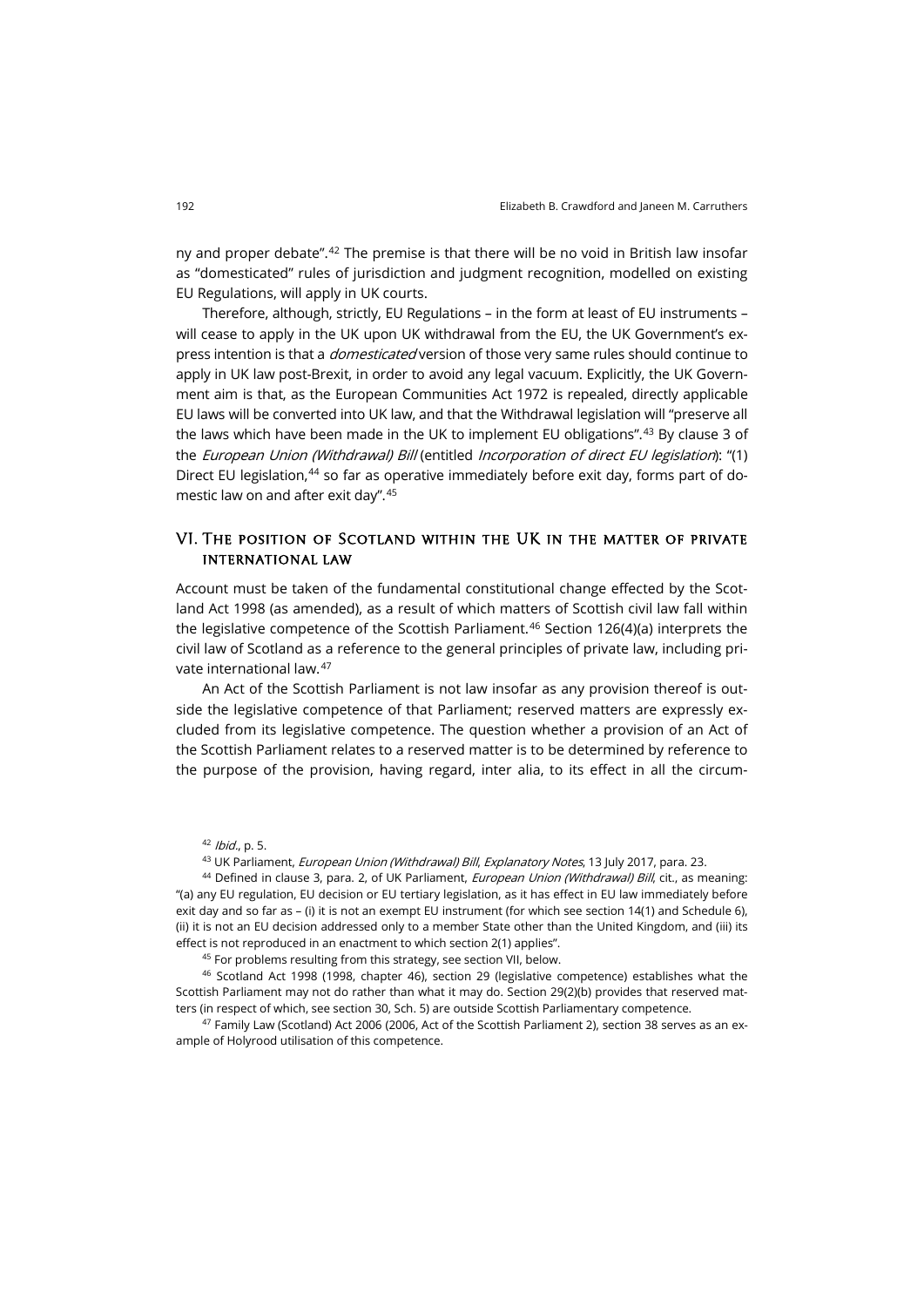ny and proper debate".[42] The premise is that there will be no void in British law insofar as "domesticated" rules of jurisdiction and judgment recognition, modelled on existing EU Regulations, will apply in UK courts.

Therefore, although, strictly, EU Regulations – in the form at least of EU instruments – will cease to apply in the UK upon UK withdrawal from the EU, the UK Government's express intention is that a *domesticated* version of those very same rules should continue to apply in UK law post-Brexit, in order to avoid any legal vacuum. Explicitly, the UK Government aim is that, as the European Communities Act 1972 is repealed, directly applicable EU laws will be converted into UK law, and that the Withdrawal legislation will "preserve all the laws which have been made in the UK to implement EU obligations".[43] By clause 3 of the *European Union (Withdrawal) Bill* (entitled *Incorporation of direct EU legislation*): "(1) Direct EU legislation,[44] so far as operative immediately before exit day, forms part of domestic law on and after exit day".[45]

## VI. The position of Scotland within the UK in the matter of private international law

Account must be taken of the fundamental constitutional change effected by the Scotland Act 1998 (as amended), as a result of which matters of Scottish civil law fall within the legislative competence of the Scottish Parliament.[46] Section 126(4)(a) interprets the civil law of Scotland as a reference to the general principles of private law, including private international law.[47]

An Act of the Scottish Parliament is not law insofar as any provision thereof is outside the legislative competence of that Parliament; reserved matters are expressly excluded from its legislative competence. The question whether a provision of an Act of the Scottish Parliament relates to a reserved matter is to be determined by reference to the purpose of the provision, having regard, inter alia, to its effect in all the circum-

---

[42] *Ibid*., p. 5.

[43] UK Parliament, *European Union (Withdrawal) Bill*, *Explanatory Notes*, 13 July 2017, para. 23.

[44] Defined in clause 3, para. 2, of UK Parliament, *European Union (Withdrawal) Bill*, cit., as meaning: "(a) any EU regulation, EU decision or EU tertiary legislation, as it has effect in EU law immediately before exit day and so far as – (i) it is not an exempt EU instrument (for which see section 14(1) and Schedule 6), (ii) it is not an EU decision addressed only to a member State other than the United Kingdom, and (iii) its effect is not reproduced in an enactment to which section 2(1) applies".

[45] For problems resulting from this strategy, see section VII, below.

[46] Scotland Act 1998 (1998, chapter 46), section 29 (legislative competence) establishes what the Scottish Parliament may not do rather than what it may do. Section 29(2)(b) provides that reserved matters (in respect of which, see section 30, Sch. 5) are outside Scottish Parliamentary competence.

[47] Family Law (Scotland) Act 2006 (2006, Act of the Scottish Parliament 2), section 38 serves as an example of Holyrood utilisation of this competence.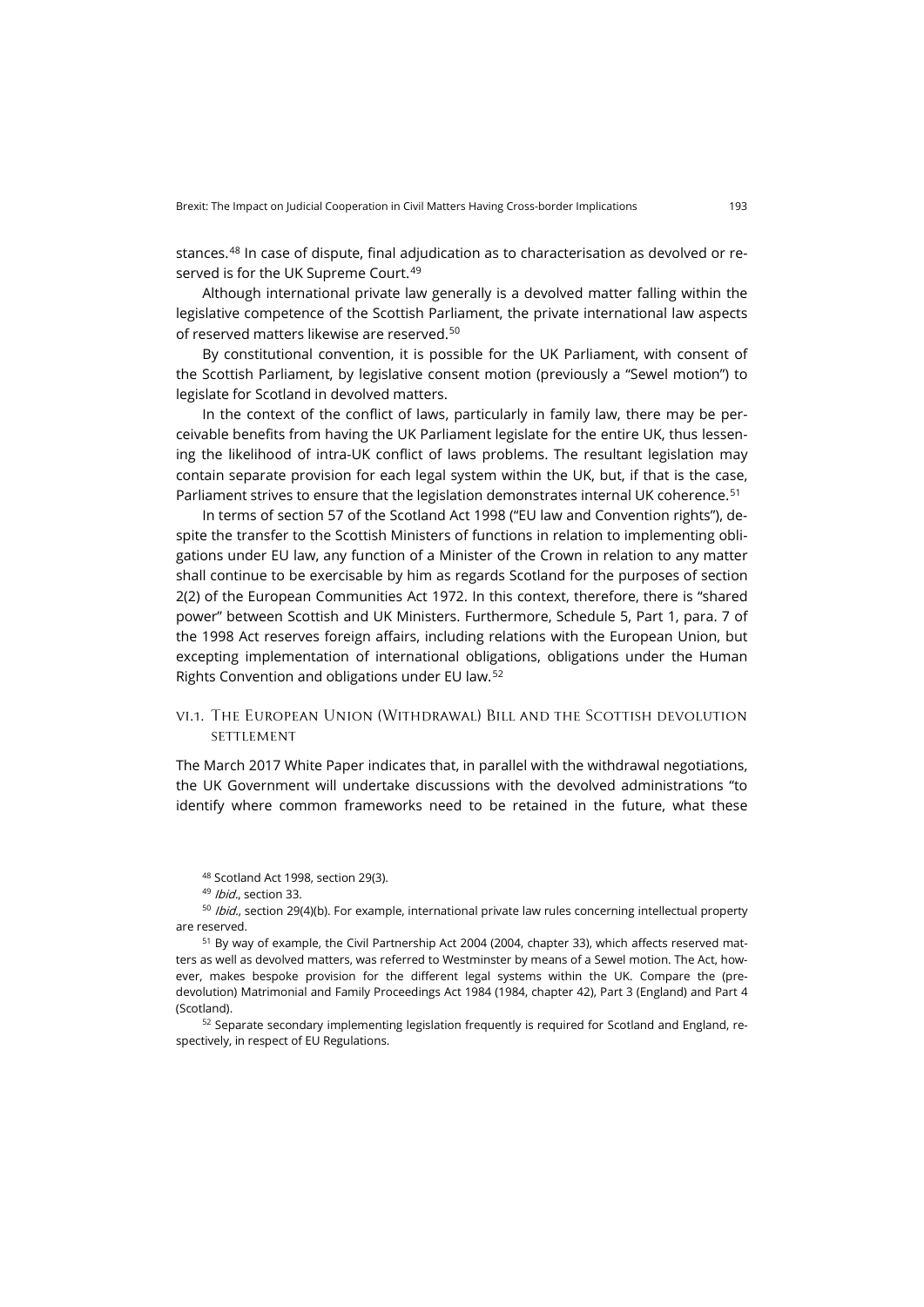stances.[48] In case of dispute, final adjudication as to characterisation as devolved or reserved is for the UK Supreme Court.[49]

Although international private law generally is a devolved matter falling within the legislative competence of the Scottish Parliament, the private international law aspects of reserved matters likewise are reserved.[50]

By constitutional convention, it is possible for the UK Parliament, with consent of the Scottish Parliament, by legislative consent motion (previously a "Sewel motion") to legislate for Scotland in devolved matters.

In the context of the conflict of laws, particularly in family law, there may be perceivable benefits from having the UK Parliament legislate for the entire UK, thus lessening the likelihood of intra-UK conflict of laws problems. The resultant legislation may contain separate provision for each legal system within the UK, but, if that is the case, Parliament strives to ensure that the legislation demonstrates internal UK coherence.[51]

In terms of section 57 of the Scotland Act 1998 ("EU law and Convention rights"), despite the transfer to the Scottish Ministers of functions in relation to implementing obligations under EU law, any function of a Minister of the Crown in relation to any matter shall continue to be exercisable by him as regards Scotland for the purposes of section 2(2) of the European Communities Act 1972. In this context, therefore, there is "shared power" between Scottish and UK Ministers. Furthermore, Schedule 5, Part 1, para. 7 of the 1998 Act reserves foreign affairs, including relations with the European Union, but excepting implementation of international obligations, obligations under the Human Rights Convention and obligations under EU law.[52]

### VI.1. The European Union (Withdrawal) Bill and the Scottish devolution settlement

The March 2017 White Paper indicates that, in parallel with the withdrawal negotiations, the UK Government will undertake discussions with the devolved administrations "to identify where common frameworks need to be retained in the future, what these

---

[48] Scotland Act 1998, section 29(3).

[49] *Ibid.*, section 33.

[50] *Ibid.*, section 29(4)(b). For example, international private law rules concerning intellectual property are reserved.

[51] By way of example, the Civil Partnership Act 2004 (2004, chapter 33), which affects reserved matters as well as devolved matters, was referred to Westminster by means of a Sewel motion. The Act, however, makes bespoke provision for the different legal systems within the UK. Compare the (pre-devolution) Matrimonial and Family Proceedings Act 1984 (1984, chapter 42), Part 3 (England) and Part 4 (Scotland).

[52] Separate secondary implementing legislation frequently is required for Scotland and England, respectively, in respect of EU Regulations.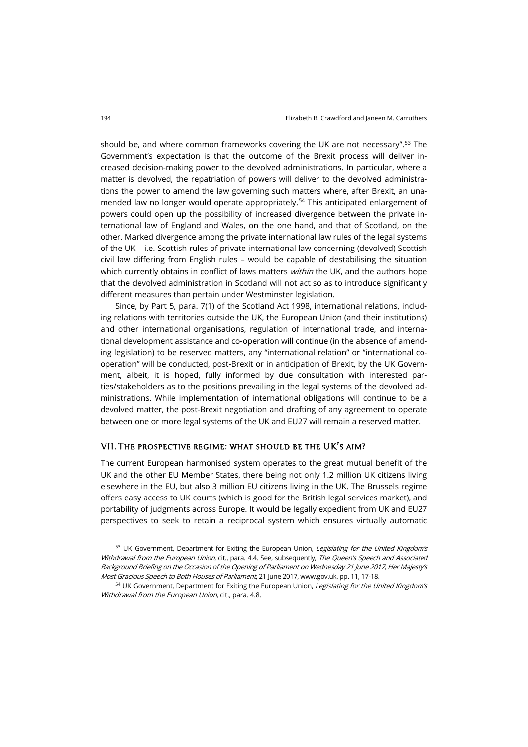should be, and where common frameworks covering the UK are not necessary".[53] The Government's expectation is that the outcome of the Brexit process will deliver increased decision-making power to the devolved administrations. In particular, where a matter is devolved, the repatriation of powers will deliver to the devolved administrations the power to amend the law governing such matters where, after Brexit, an unamended law no longer would operate appropriately.[54] This anticipated enlargement of powers could open up the possibility of increased divergence between the private international law of England and Wales, on the one hand, and that of Scotland, on the other. Marked divergence among the private international law rules of the legal systems of the UK – i.e. Scottish rules of private international law concerning (devolved) Scottish civil law differing from English rules – would be capable of destabilising the situation which currently obtains in conflict of laws matters *within* the UK, and the authors hope that the devolved administration in Scotland will not act so as to introduce significantly different measures than pertain under Westminster legislation.

Since, by Part 5, para. 7(1) of the Scotland Act 1998, international relations, including relations with territories outside the UK, the European Union (and their institutions) and other international organisations, regulation of international trade, and international development assistance and co-operation will continue (in the absence of amending legislation) to be reserved matters, any "international relation" or "international co-operation" will be conducted, post-Brexit or in anticipation of Brexit, by the UK Government, albeit, it is hoped, fully informed by due consultation with interested parties/stakeholders as to the positions prevailing in the legal systems of the devolved administrations. While implementation of international obligations will continue to be a devolved matter, the post-Brexit negotiation and drafting of any agreement to operate between one or more legal systems of the UK and EU27 will remain a reserved matter.

## VII. The prospective regime: what should be the UK's aim?

The current European harmonised system operates to the great mutual benefit of the UK and the other EU Member States, there being not only 1.2 million UK citizens living elsewhere in the EU, but also 3 million EU citizens living in the UK. The Brussels regime offers easy access to UK courts (which is good for the British legal services market), and portability of judgments across Europe. It would be legally expedient from UK and EU27 perspectives to seek to retain a reciprocal system which ensures virtually automatic

[53] UK Government, Department for Exiting the European Union, *Legislating for the United Kingdom's Withdrawal from the European Union*, cit., para. 4.4. See, subsequently, *The Queen's Speech and Associated Background Briefing on the Occasion of the Opening of Parliament on Wednesday 21 June 2017*, *Her Majesty's Most Gracious Speech to Both Houses of Parliament*, 21 June 2017, www.gov.uk, pp. 11, 17-18.

[54] UK Government, Department for Exiting the European Union, *Legislating for the United Kingdom's Withdrawal from the European Union*, cit., para. 4.8.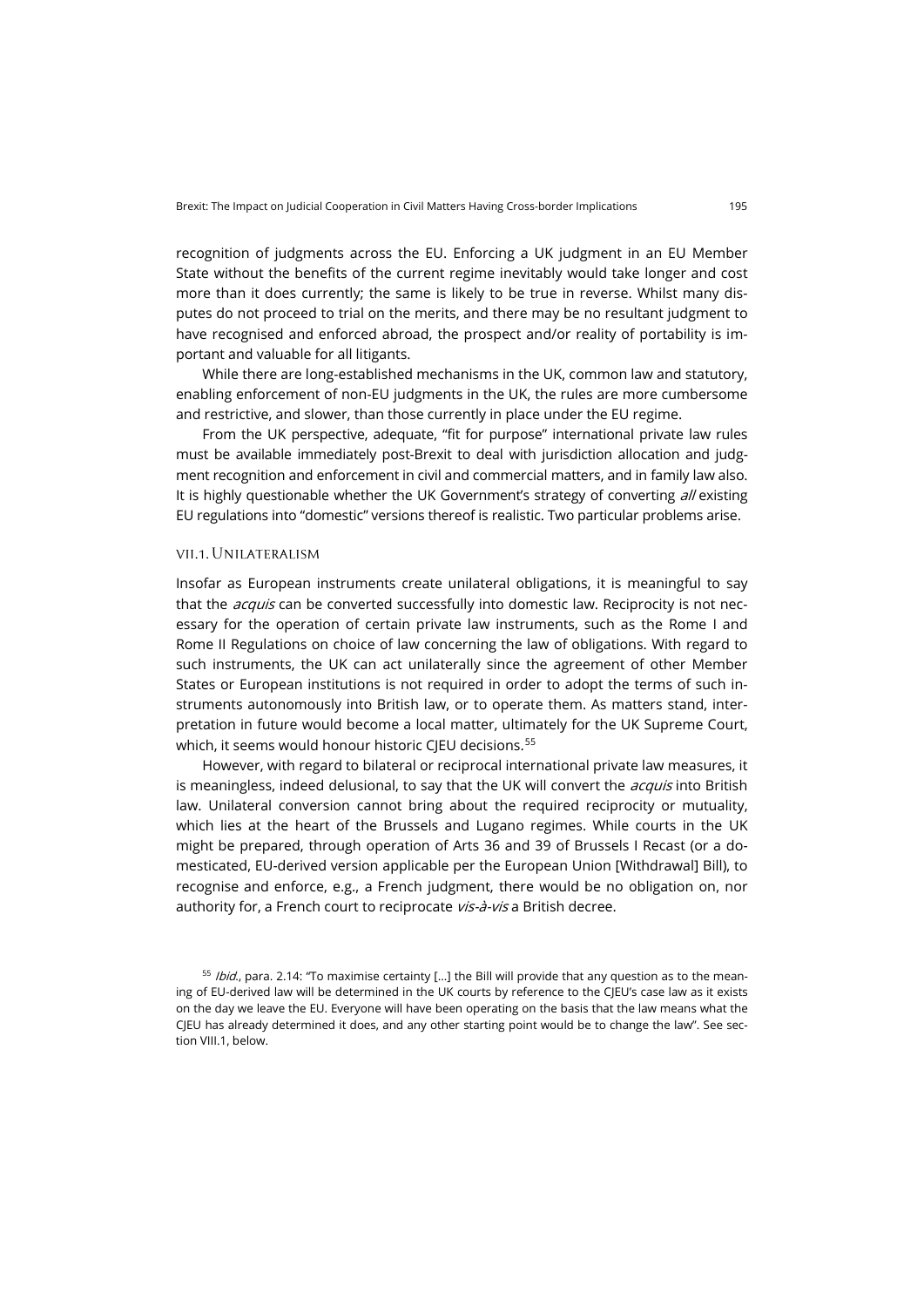recognition of judgments across the EU. Enforcing a UK judgment in an EU Member State without the benefits of the current regime inevitably would take longer and cost more than it does currently; the same is likely to be true in reverse. Whilst many disputes do not proceed to trial on the merits, and there may be no resultant judgment to have recognised and enforced abroad, the prospect and/or reality of portability is important and valuable for all litigants.

While there are long-established mechanisms in the UK, common law and statutory, enabling enforcement of non-EU judgments in the UK, the rules are more cumbersome and restrictive, and slower, than those currently in place under the EU regime.

From the UK perspective, adequate, "fit for purpose" international private law rules must be available immediately post-Brexit to deal with jurisdiction allocation and judgment recognition and enforcement in civil and commercial matters, and in family law also. It is highly questionable whether the UK Government's strategy of converting *all* existing EU regulations into "domestic" versions thereof is realistic. Two particular problems arise.

### VII.1. Unilateralism

Insofar as European instruments create unilateral obligations, it is meaningful to say that the *acquis* can be converted successfully into domestic law. Reciprocity is not necessary for the operation of certain private law instruments, such as the Rome I and Rome II Regulations on choice of law concerning the law of obligations. With regard to such instruments, the UK can act unilaterally since the agreement of other Member States or European institutions is not required in order to adopt the terms of such instruments autonomously into British law, or to operate them. As matters stand, interpretation in future would become a local matter, ultimately for the UK Supreme Court, which, it seems would honour historic CJEU decisions.[55]

However, with regard to bilateral or reciprocal international private law measures, it is meaningless, indeed delusional, to say that the UK will convert the *acquis* into British law. Unilateral conversion cannot bring about the required reciprocity or mutuality, which lies at the heart of the Brussels and Lugano regimes. While courts in the UK might be prepared, through operation of Arts 36 and 39 of Brussels I Recast (or a domesticated, EU-derived version applicable per the European Union [Withdrawal] Bill), to recognise and enforce, e.g., a French judgment, there would be no obligation on, nor authority for, a French court to reciprocate *vis-à-vis* a British decree.

[55] *Ibid.*, para. 2.14: "To maximise certainty […] the Bill will provide that any question as to the meaning of EU-derived law will be determined in the UK courts by reference to the CJEU's case law as it exists on the day we leave the EU. Everyone will have been operating on the basis that the law means what the CJEU has already determined it does, and any other starting point would be to change the law". See section VIII.1, below.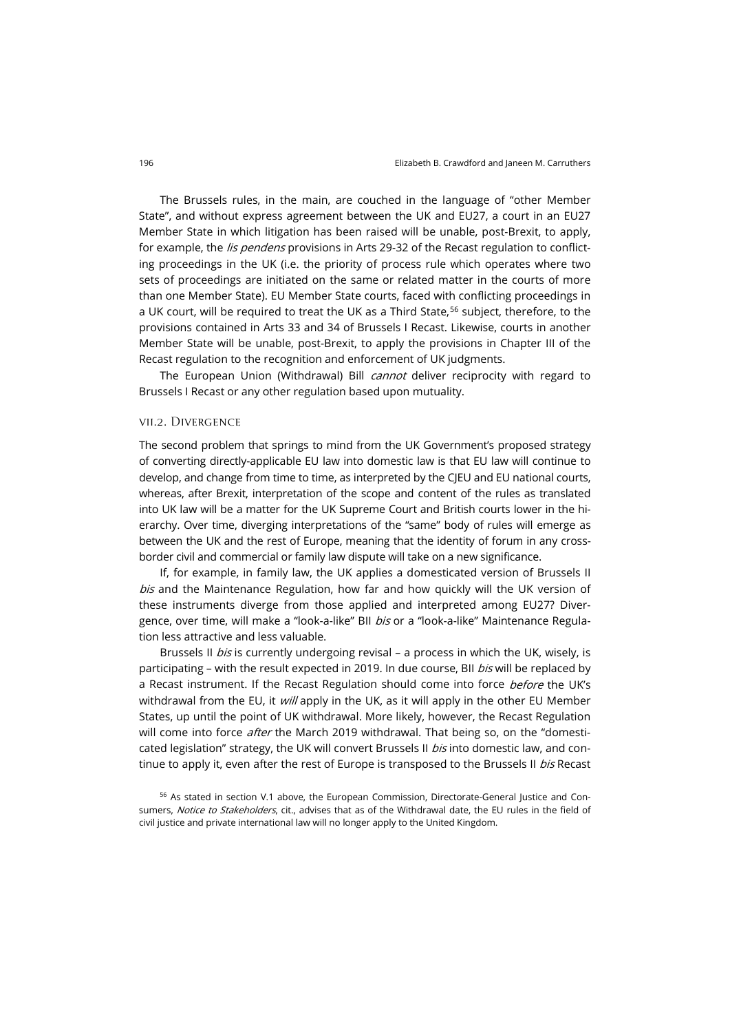The Brussels rules, in the main, are couched in the language of "other Member State", and without express agreement between the UK and EU27, a court in an EU27 Member State in which litigation has been raised will be unable, post-Brexit, to apply, for example, the *lis pendens* provisions in Arts 29-32 of the Recast regulation to conflicting proceedings in the UK (i.e. the priority of process rule which operates where two sets of proceedings are initiated on the same or related matter in the courts of more than one Member State). EU Member State courts, faced with conflicting proceedings in a UK court, will be required to treat the UK as a Third State,[56] subject, therefore, to the provisions contained in Arts 33 and 34 of Brussels I Recast. Likewise, courts in another Member State will be unable, post-Brexit, to apply the provisions in Chapter III of the Recast regulation to the recognition and enforcement of UK judgments.

The European Union (Withdrawal) Bill *cannot* deliver reciprocity with regard to Brussels I Recast or any other regulation based upon mutuality.

### VII.2. Divergence

The second problem that springs to mind from the UK Government's proposed strategy of converting directly-applicable EU law into domestic law is that EU law will continue to develop, and change from time to time, as interpreted by the CJEU and EU national courts, whereas, after Brexit, interpretation of the scope and content of the rules as translated into UK law will be a matter for the UK Supreme Court and British courts lower in the hierarchy. Over time, diverging interpretations of the "same" body of rules will emerge as between the UK and the rest of Europe, meaning that the identity of forum in any cross-border civil and commercial or family law dispute will take on a new significance.

If, for example, in family law, the UK applies a domesticated version of Brussels II *bis* and the Maintenance Regulation, how far and how quickly will the UK version of these instruments diverge from those applied and interpreted among EU27? Divergence, over time, will make a "look-a-like" BII *bis* or a "look-a-like" Maintenance Regulation less attractive and less valuable.

Brussels II *bis* is currently undergoing revisal – a process in which the UK, wisely, is participating – with the result expected in 2019. In due course, BII *bis* will be replaced by a Recast instrument. If the Recast Regulation should come into force *before* the UK's withdrawal from the EU, it *will* apply in the UK, as it will apply in the other EU Member States, up until the point of UK withdrawal. More likely, however, the Recast Regulation will come into force *after* the March 2019 withdrawal. That being so, on the "domesticated legislation" strategy, the UK will convert Brussels II *bis* into domestic law, and continue to apply it, even after the rest of Europe is transposed to the Brussels II *bis* Recast

[56] As stated in section V.1 above, the European Commission, Directorate-General Justice and Consumers, *Notice to Stakeholders*, cit., advises that as of the Withdrawal date, the EU rules in the field of civil justice and private international law will no longer apply to the United Kingdom.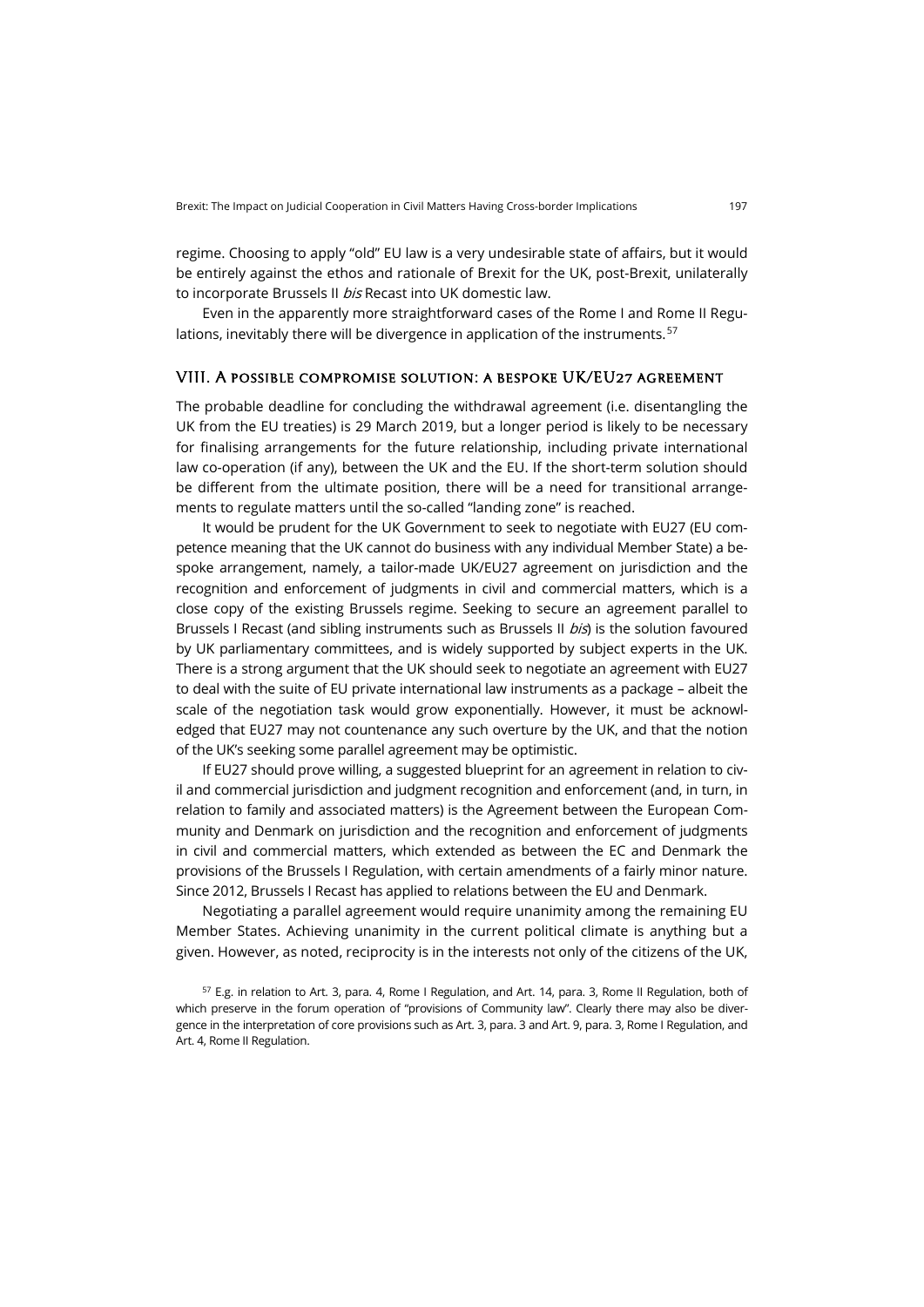regime. Choosing to apply "old" EU law is a very undesirable state of affairs, but it would be entirely against the ethos and rationale of Brexit for the UK, post-Brexit, unilaterally to incorporate Brussels II *bis* Recast into UK domestic law.

Even in the apparently more straightforward cases of the Rome I and Rome II Regulations, inevitably there will be divergence in application of the instruments.[57]

## VIII. A possible compromise solution: a bespoke UK/EU27 agreement

The probable deadline for concluding the withdrawal agreement (i.e. disentangling the UK from the EU treaties) is 29 March 2019, but a longer period is likely to be necessary for finalising arrangements for the future relationship, including private international law co-operation (if any), between the UK and the EU. If the short-term solution should be different from the ultimate position, there will be a need for transitional arrangements to regulate matters until the so-called "landing zone" is reached.

It would be prudent for the UK Government to seek to negotiate with EU27 (EU competence meaning that the UK cannot do business with any individual Member State) a bespoke arrangement, namely, a tailor-made UK/EU27 agreement on jurisdiction and the recognition and enforcement of judgments in civil and commercial matters, which is a close copy of the existing Brussels regime. Seeking to secure an agreement parallel to Brussels I Recast (and sibling instruments such as Brussels II *bis*) is the solution favoured by UK parliamentary committees, and is widely supported by subject experts in the UK. There is a strong argument that the UK should seek to negotiate an agreement with EU27 to deal with the suite of EU private international law instruments as a package – albeit the scale of the negotiation task would grow exponentially. However, it must be acknowledged that EU27 may not countenance any such overture by the UK, and that the notion of the UK's seeking some parallel agreement may be optimistic.

If EU27 should prove willing, a suggested blueprint for an agreement in relation to civil and commercial jurisdiction and judgment recognition and enforcement (and, in turn, in relation to family and associated matters) is the Agreement between the European Community and Denmark on jurisdiction and the recognition and enforcement of judgments in civil and commercial matters, which extended as between the EC and Denmark the provisions of the Brussels I Regulation, with certain amendments of a fairly minor nature. Since 2012, Brussels I Recast has applied to relations between the EU and Denmark.

Negotiating a parallel agreement would require unanimity among the remaining EU Member States. Achieving unanimity in the current political climate is anything but a given. However, as noted, reciprocity is in the interests not only of the citizens of the UK,

[57] E.g. in relation to Art. 3, para. 4, Rome I Regulation, and Art. 14, para. 3, Rome II Regulation, both of which preserve in the forum operation of "provisions of Community law". Clearly there may also be divergence in the interpretation of core provisions such as Art. 3, para. 3 and Art. 9, para. 3, Rome I Regulation, and Art. 4, Rome II Regulation.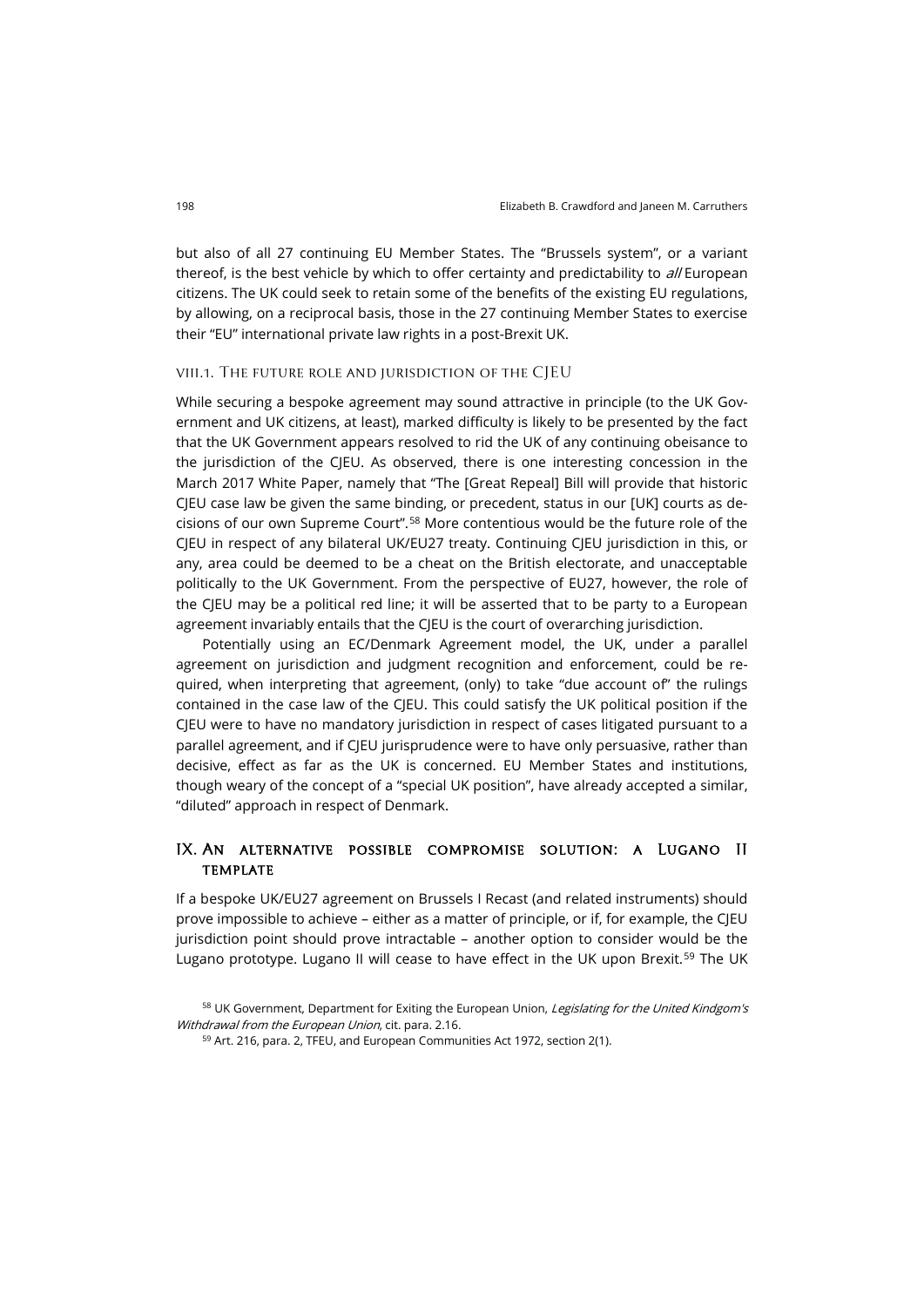but also of all 27 continuing EU Member States. The "Brussels system", or a variant thereof, is the best vehicle by which to offer certainty and predictability to *all* European citizens. The UK could seek to retain some of the benefits of the existing EU regulations, by allowing, on a reciprocal basis, those in the 27 continuing Member States to exercise their "EU" international private law rights in a post-Brexit UK.

### VIII.1. The future role and jurisdiction of the CJEU

While securing a bespoke agreement may sound attractive in principle (to the UK Government and UK citizens, at least), marked difficulty is likely to be presented by the fact that the UK Government appears resolved to rid the UK of any continuing obeisance to the jurisdiction of the CJEU. As observed, there is one interesting concession in the March 2017 White Paper, namely that "The [Great Repeal] Bill will provide that historic CJEU case law be given the same binding, or precedent, status in our [UK] courts as decisions of our own Supreme Court".[58] More contentious would be the future role of the CJEU in respect of any bilateral UK/EU27 treaty. Continuing CJEU jurisdiction in this, or any, area could be deemed to be a cheat on the British electorate, and unacceptable politically to the UK Government. From the perspective of EU27, however, the role of the CJEU may be a political red line; it will be asserted that to be party to a European agreement invariably entails that the CJEU is the court of overarching jurisdiction.

Potentially using an EC/Denmark Agreement model, the UK, under a parallel agreement on jurisdiction and judgment recognition and enforcement, could be required, when interpreting that agreement, (only) to take "due account of" the rulings contained in the case law of the CJEU. This could satisfy the UK political position if the CJEU were to have no mandatory jurisdiction in respect of cases litigated pursuant to a parallel agreement, and if CJEU jurisprudence were to have only persuasive, rather than decisive, effect as far as the UK is concerned. EU Member States and institutions, though weary of the concept of a "special UK position", have already accepted a similar, "diluted" approach in respect of Denmark.

## IX. An alternative possible compromise solution: a Lugano II template

If a bespoke UK/EU27 agreement on Brussels I Recast (and related instruments) should prove impossible to achieve – either as a matter of principle, or if, for example, the CJEU jurisdiction point should prove intractable – another option to consider would be the Lugano prototype. Lugano II will cease to have effect in the UK upon Brexit.[59] The UK

[58] UK Government, Department for Exiting the European Union, *Legislating for the United Kindgom's Withdrawal from the European Union*, cit. para. 2.16.

[59] Art. 216, para. 2, TFEU, and European Communities Act 1972, section 2(1).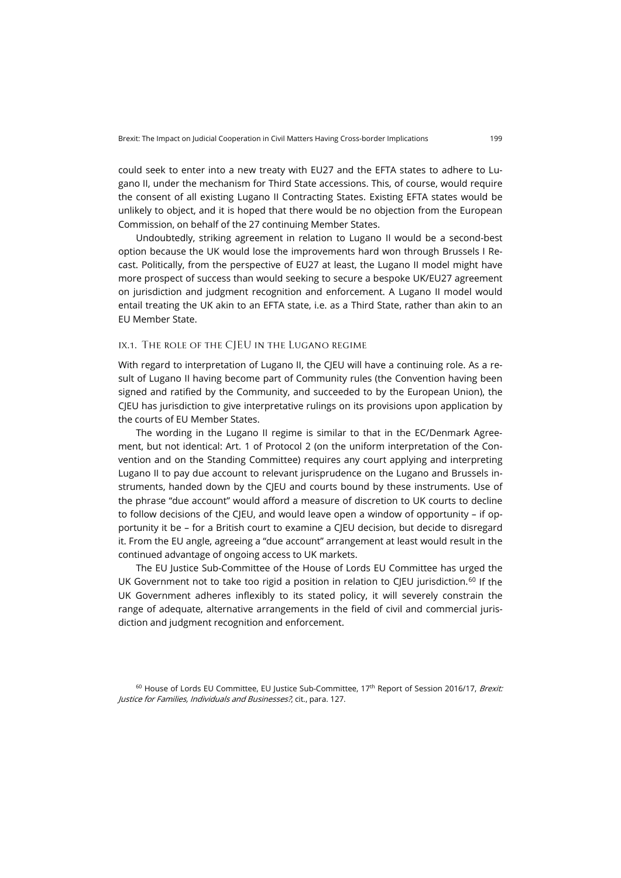could seek to enter into a new treaty with EU27 and the EFTA states to adhere to Lugano II, under the mechanism for Third State accessions. This, of course, would require the consent of all existing Lugano II Contracting States. Existing EFTA states would be unlikely to object, and it is hoped that there would be no objection from the European Commission, on behalf of the 27 continuing Member States.

Undoubtedly, striking agreement in relation to Lugano II would be a second-best option because the UK would lose the improvements hard won through Brussels I Recast. Politically, from the perspective of EU27 at least, the Lugano II model might have more prospect of success than would seeking to secure a bespoke UK/EU27 agreement on jurisdiction and judgment recognition and enforcement. A Lugano II model would entail treating the UK akin to an EFTA state, i.e. as a Third State, rather than akin to an EU Member State.

### IX.1. The role of the CJEU in the Lugano regime

With regard to interpretation of Lugano II, the CJEU will have a continuing role. As a result of Lugano II having become part of Community rules (the Convention having been signed and ratified by the Community, and succeeded to by the European Union), the CJEU has jurisdiction to give interpretative rulings on its provisions upon application by the courts of EU Member States.

The wording in the Lugano II regime is similar to that in the EC/Denmark Agreement, but not identical: Art. 1 of Protocol 2 (on the uniform interpretation of the Convention and on the Standing Committee) requires any court applying and interpreting Lugano II to pay due account to relevant jurisprudence on the Lugano and Brussels instruments, handed down by the CJEU and courts bound by these instruments. Use of the phrase "due account" would afford a measure of discretion to UK courts to decline to follow decisions of the CJEU, and would leave open a window of opportunity – if opportunity it be – for a British court to examine a CJEU decision, but decide to disregard it. From the EU angle, agreeing a "due account" arrangement at least would result in the continued advantage of ongoing access to UK markets.

The EU Justice Sub-Committee of the House of Lords EU Committee has urged the UK Government not to take too rigid a position in relation to CJEU jurisdiction.[60] If the UK Government adheres inflexibly to its stated policy, it will severely constrain the range of adequate, alternative arrangements in the field of civil and commercial jurisdiction and judgment recognition and enforcement.

[60] House of Lords EU Committee, EU Justice Sub-Committee, 17th Report of Session 2016/17, *Brexit: Justice for Families, Individuals and Businesses?*, cit., para. 127.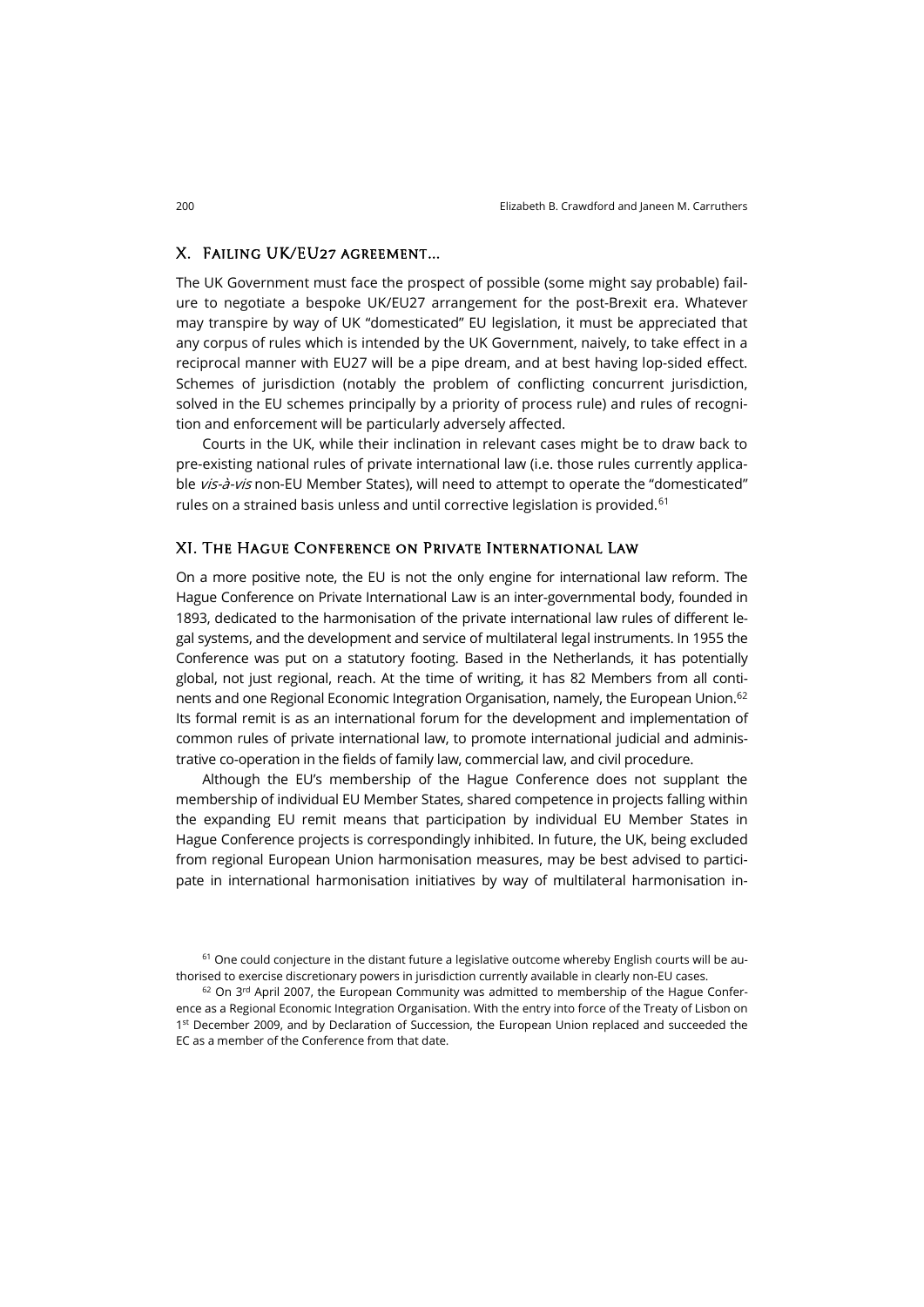## X. Failing UK/EU27 agreement…

The UK Government must face the prospect of possible (some might say probable) failure to negotiate a bespoke UK/EU27 arrangement for the post-Brexit era. Whatever may transpire by way of UK "domesticated" EU legislation, it must be appreciated that any corpus of rules which is intended by the UK Government, naively, to take effect in a reciprocal manner with EU27 will be a pipe dream, and at best having lop-sided effect. Schemes of jurisdiction (notably the problem of conflicting concurrent jurisdiction, solved in the EU schemes principally by a priority of process rule) and rules of recognition and enforcement will be particularly adversely affected.

Courts in the UK, while their inclination in relevant cases might be to draw back to pre-existing national rules of private international law (i.e. those rules currently applicable *vis-à-vis* non-EU Member States), will need to attempt to operate the "domesticated" rules on a strained basis unless and until corrective legislation is provided.[61]

## XI. The Hague Conference on Private International Law

On a more positive note, the EU is not the only engine for international law reform. The Hague Conference on Private International Law is an inter-governmental body, founded in 1893, dedicated to the harmonisation of the private international law rules of different legal systems, and the development and service of multilateral legal instruments. In 1955 the Conference was put on a statutory footing. Based in the Netherlands, it has potentially global, not just regional, reach. At the time of writing, it has 82 Members from all continents and one Regional Economic Integration Organisation, namely, the European Union.[62] Its formal remit is as an international forum for the development and implementation of common rules of private international law, to promote international judicial and administrative co-operation in the fields of family law, commercial law, and civil procedure.

Although the EU's membership of the Hague Conference does not supplant the membership of individual EU Member States, shared competence in projects falling within the expanding EU remit means that participation by individual EU Member States in Hague Conference projects is correspondingly inhibited. In future, the UK, being excluded from regional European Union harmonisation measures, may be best advised to participate in international harmonisation initiatives by way of multilateral harmonisation in-

[61] One could conjecture in the distant future a legislative outcome whereby English courts will be authorised to exercise discretionary powers in jurisdiction currently available in clearly non-EU cases.

[62] On 3rd April 2007, the European Community was admitted to membership of the Hague Conference as a Regional Economic Integration Organisation. With the entry into force of the Treaty of Lisbon on 1st December 2009, and by Declaration of Succession, the European Union replaced and succeeded the EC as a member of the Conference from that date.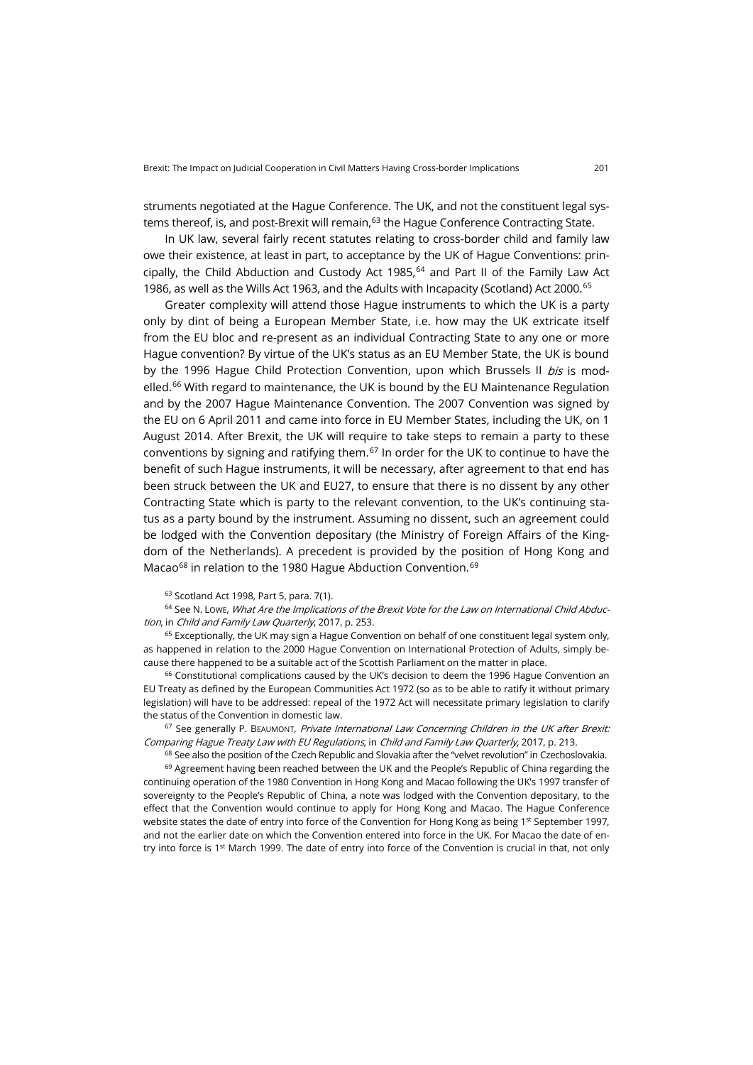struments negotiated at the Hague Conference. The UK, and not the constituent legal systems thereof, is, and post-Brexit will remain,[63] the Hague Conference Contracting State.

In UK law, several fairly recent statutes relating to cross-border child and family law owe their existence, at least in part, to acceptance by the UK of Hague Conventions: principally, the Child Abduction and Custody Act 1985,[64] and Part II of the Family Law Act 1986, as well as the Wills Act 1963, and the Adults with Incapacity (Scotland) Act 2000.[65]

Greater complexity will attend those Hague instruments to which the UK is a party only by dint of being a European Member State, i.e. how may the UK extricate itself from the EU bloc and re-present as an individual Contracting State to any one or more Hague convention? By virtue of the UK's status as an EU Member State, the UK is bound by the 1996 Hague Child Protection Convention, upon which Brussels II *bis* is modelled.[66] With regard to maintenance, the UK is bound by the EU Maintenance Regulation and by the 2007 Hague Maintenance Convention. The 2007 Convention was signed by the EU on 6 April 2011 and came into force in EU Member States, including the UK, on 1 August 2014. After Brexit, the UK will require to take steps to remain a party to these conventions by signing and ratifying them.[67] In order for the UK to continue to have the benefit of such Hague instruments, it will be necessary, after agreement to that end has been struck between the UK and EU27, to ensure that there is no dissent by any other Contracting State which is party to the relevant convention, to the UK's continuing status as a party bound by the instrument. Assuming no dissent, such an agreement could be lodged with the Convention depositary (the Ministry of Foreign Affairs of the Kingdom of the Netherlands). A precedent is provided by the position of Hong Kong and Macao[68] in relation to the 1980 Hague Abduction Convention.[69]

[63] Scotland Act 1998, Part 5, para. 7(1).

[64] See N. Lowe, *What Are the Implications of the Brexit Vote for the Law on International Child Abduction*, in *Child and Family Law Quarterly*, 2017, p. 253.

[65] Exceptionally, the UK may sign a Hague Convention on behalf of one constituent legal system only, as happened in relation to the 2000 Hague Convention on International Protection of Adults, simply because there happened to be a suitable act of the Scottish Parliament on the matter in place.

[66] Constitutional complications caused by the UK's decision to deem the 1996 Hague Convention an EU Treaty as defined by the European Communities Act 1972 (so as to be able to ratify it without primary legislation) will have to be addressed: repeal of the 1972 Act will necessitate primary legislation to clarify the status of the Convention in domestic law.

[67] See generally P. Beaumont, *Private International Law Concerning Children in the UK after Brexit: Comparing Hague Treaty Law with EU Regulations*, in *Child and Family Law Quarterly*, 2017, p. 213.

[68] See also the position of the Czech Republic and Slovakia after the "velvet revolution" in Czechoslovakia.

[69] Agreement having been reached between the UK and the People's Republic of China regarding the continuing operation of the 1980 Convention in Hong Kong and Macao following the UK's 1997 transfer of sovereignty to the People's Republic of China, a note was lodged with the Convention depositary, to the effect that the Convention would continue to apply for Hong Kong and Macao. The Hague Conference website states the date of entry into force of the Convention for Hong Kong as being 1st September 1997, and not the earlier date on which the Convention entered into force in the UK. For Macao the date of entry into force is 1st March 1999. The date of entry into force of the Convention is crucial in that, not only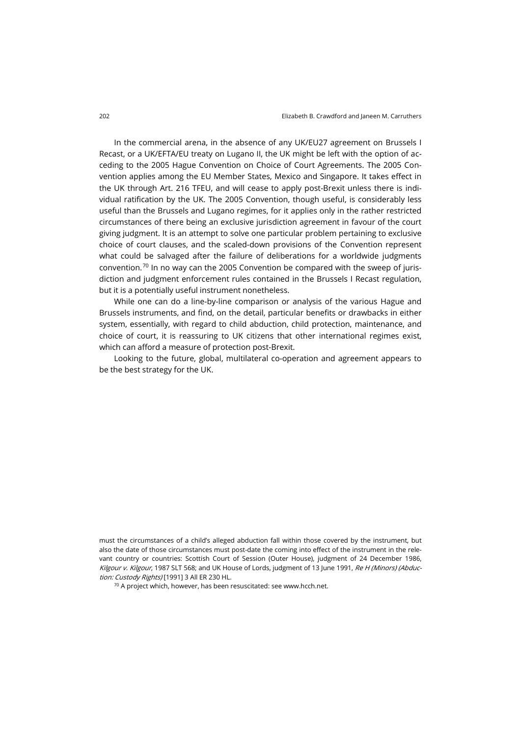In the commercial arena, in the absence of any UK/EU27 agreement on Brussels I Recast, or a UK/EFTA/EU treaty on Lugano II, the UK might be left with the option of acceding to the 2005 Hague Convention on Choice of Court Agreements. The 2005 Convention applies among the EU Member States, Mexico and Singapore. It takes effect in the UK through Art. 216 TFEU, and will cease to apply post-Brexit unless there is individual ratification by the UK. The 2005 Convention, though useful, is considerably less useful than the Brussels and Lugano regimes, for it applies only in the rather restricted circumstances of there being an exclusive jurisdiction agreement in favour of the court giving judgment. It is an attempt to solve one particular problem pertaining to exclusive choice of court clauses, and the scaled-down provisions of the Convention represent what could be salvaged after the failure of deliberations for a worldwide judgments convention.[70] In no way can the 2005 Convention be compared with the sweep of jurisdiction and judgment enforcement rules contained in the Brussels I Recast regulation, but it is a potentially useful instrument nonetheless.

While one can do a line-by-line comparison or analysis of the various Hague and Brussels instruments, and find, on the detail, particular benefits or drawbacks in either system, essentially, with regard to child abduction, child protection, maintenance, and choice of court, it is reassuring to UK citizens that other international regimes exist, which can afford a measure of protection post-Brexit.

Looking to the future, global, multilateral co-operation and agreement appears to be the best strategy for the UK.

must the circumstances of a child's alleged abduction fall within those covered by the instrument, but also the date of those circumstances must post-date the coming into effect of the instrument in the relevant country or countries: Scottish Court of Session (Outer House), judgment of 24 December 1986, *Kilgour v. Kilgour*, 1987 SLT 568; and UK House of Lords, judgment of 13 June 1991, *Re H (Minors) (Abduction: Custody Rights)* [1991] 3 All ER 230 HL.

[70] A project which, however, has been resuscitated: see www.hcch.net.